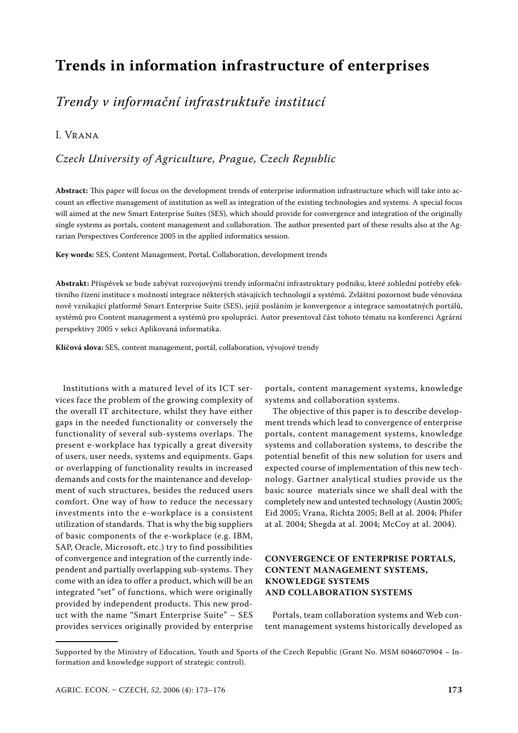# Trends in information infrastructure of enterprises

## *Trendy v informační infrastruktuře institucí*

I. Vrana

*Czech University of Agriculture, Prague, Czech Republic*

**Abstract:** This paper will focus on the development trends of enterprise information infrastructure which will take into account an effective management of institution as well as integration of the existing technologies and systems. A special focus will aimed at the new Smart Enterprise Suites (SES), which should provide for convergence and integration of the originally single systems as portals, content management and collaboration. The author presented part of these results also at the Agrarian Perspectives Conference 2005 in the applied informatics session.

**Key words:** SES, Content Management, Portal, Collaboration, development trends

**Abstrakt:** Příspěvek se bude zabývat rozvojovými trendy informační infrastruktury podniku, které zohlední potřeby efektivního řízení instituce s možností integrace některých stávajících technologií a systémů. Zvláštní pozornost bude věnována nově vznikající platformě Smart Enterprise Suite (SES), jejíž posláním je konvergence a integrace samostatných portálů, systémů pro Content management a systémů pro spolupráci. Autor presentoval část tohoto tématu na konferenci Agrární perspektivy 2005 v sekci Aplikovaná informatika.

**Klíčová slova:** SES, content management, portál, collaboration, vývojové trendy

Institutions with a matured level of its ICT services face the problem of the growing complexity of the overall IT architecture, whilst they have either gaps in the needed functionality or conversely the functionality of several sub-systems overlaps. The present e-workplace has typically a great diversity of users, user needs, systems and equipments. Gaps or overlapping of functionality results in increased demands and costs for the maintenance and development of such structures, besides the reduced users comfort. One way of how to reduce the necessary investments into the e-workplace is a consistent utilization of standards. That is why the big suppliers of basic components of the e-workplace (e.g. IBM, SAP, Oracle, Microsoft, etc.) try to find possibilities of convergence and integration of the currently independent and partially overlapping sub-systems. They come with an idea to offer a product, which will be an integrated "set" of functions, which were originally provided by independent products. This new product with the name "Smart Enterprise Suite" – SES provides services originally provided by enterprise portals, content management systems, knowledge systems and collaboration systems.

The objective of this paper is to describe development trends which lead to convergence of enterprise portals, content management systems, knowledge systems and collaboration systems, to describe the potential benefit of this new solution for users and expected course of implementation of this new technology. Gartner analytical studies provide us the basic source materials since we shall deal with the completely new and untested technology (Austin 2005; Eid 2005; Vrana, Richta 2005; Bell at al. 2004; Phifer at al. 2004; Shegda at al. 2004; McCoy at al. 2004).

## CONVERGENCE OF ENTERPRISE PORTALS, CONTENT MANAGEMENT SYSTEMS, KNOWLEDGE SYSTEMS AND COLLABORATION SYSTEMS

Portals, team collaboration systems and Web content management systems historically developed as

Supported by the Ministry of Education, Youth and Sports of the Czech Republic (Grant No. MSM 6046070904 – Information and knowledge support of strategic control).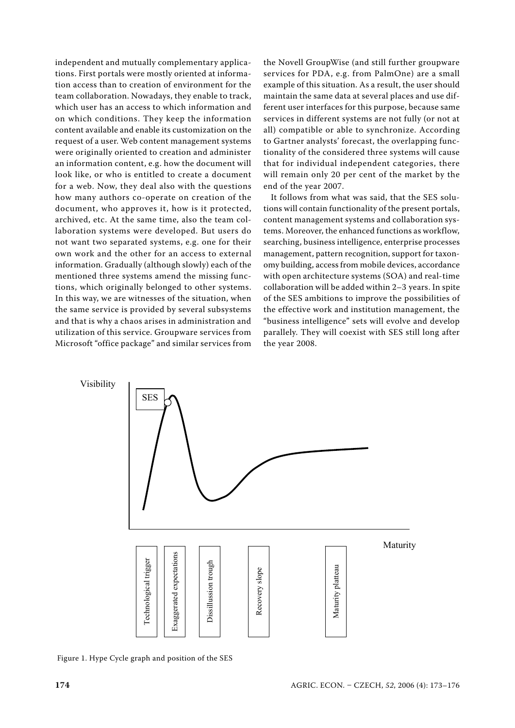independent and mutually complementary applications. First portals were mostly oriented at information access than to creation of environment for the team collaboration. Nowadays, they enable to track, which user has an access to which information and on which conditions. They keep the information content available and enable its customization on the request of a user. Web content management systems were originally oriented to creation and administer an information content, e.g. how the document will look like, or who is entitled to create a document for a web. Now, they deal also with the questions how many authors co-operate on creation of the document, who approves it, how is it protected, archived, etc. At the same time, also the team collaboration systems were developed. But users do not want two separated systems, e.g. one for their own work and the other for an access to external information. Gradually (although slowly) each of the mentioned three systems amend the missing functions, which originally belonged to other systems. In this way, we are witnesses of the situation, when the same service is provided by several subsystems and that is why a chaos arises in administration and utilization of this service. Groupware services from Microsoft "office package" and similar services from the Novell GroupWise (and still further groupware services for PDA, e.g. from PalmOne) are a small example of this situation. As a result, the user should maintain the same data at several places and use different user interfaces for this purpose, because same services in different systems are not fully (or not at all) compatible or able to synchronize. According to Gartner analysts' forecast, the overlapping functionality of the considered three systems will cause that for individual independent categories, there will remain only 20 per cent of the market by the end of the year 2007.

It follows from what was said, that the SES solutions will contain functionality of the present portals, content management systems and collaboration systems. Moreover, the enhanced functions as workflow, searching, business intelligence, enterprise processes management, pattern recognition, support for taxonomy building, access from mobile devices, accordance with open architecture systems (SOA) and real-time collaboration will be added within 2–3 years. In spite of the SES ambitions to improve the possibilities of the effective work and institution management, the "business intelligence" sets will evolve and develop parallely. They will coexist with SES still long after the year 2008.

Figure 1. Hype Cycle graph and position of the SES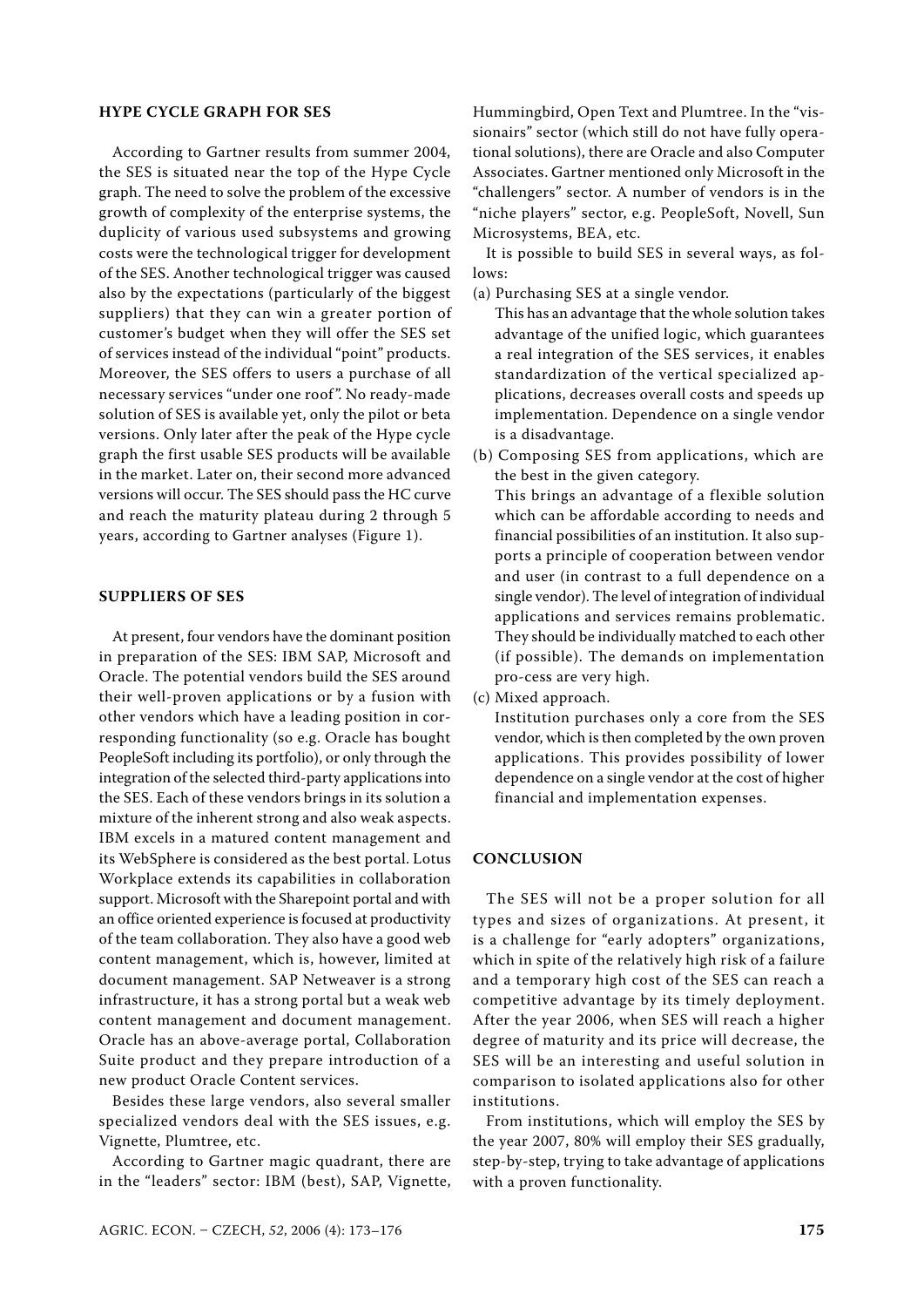## HYPE CYCLE GRAPH FOR SES

According to Gartner results from summer 2004, the SES is situated near the top of the Hype Cycle graph. The need to solve the problem of the excessive growth of complexity of the enterprise systems, the duplicity of various used subsystems and growing costs were the technological trigger for development of the SES. Another technological trigger was caused also by the expectations (particularly of the biggest suppliers) that they can win a greater portion of customer's budget when they will offer the SES set of services instead of the individual "point" products. Moreover, the SES offers to users a purchase of all necessary services "under one roof". No ready-made solution of SES is available yet, only the pilot or beta versions. Only later after the peak of the Hype cycle graph the first usable SES products will be available in the market. Later on, their second more advanced versions will occur. The SES should pass the HC curve and reach the maturity plateau during 2 through 5 years, according to Gartner analyses (Figure 1).

## SUPPLIERS OF SES

At present, four vendors have the dominant position in preparation of the SES: IBM SAP, Microsoft and Oracle. The potential vendors build the SES around their well-proven applications or by a fusion with other vendors which have a leading position in corresponding functionality (so e.g. Oracle has bought PeopleSoft including its portfolio), or only through the integration of the selected third-party applications into the SES. Each of these vendors brings in its solution a mixture of the inherent strong and also weak aspects. IBM excels in a matured content management and its WebSphere is considered as the best portal. Lotus Workplace extends its capabilities in collaboration support. Microsoft with the Sharepoint portal and with an office oriented experience is focused at productivity of the team collaboration. They also have a good web content management, which is, however, limited at document management. SAP Netweaver is a strong infrastructure, it has a strong portal but a weak web content management and document management. Oracle has an above-average portal, Collaboration Suite product and they prepare introduction of a new product Oracle Content services.

Besides these large vendors, also several smaller specialized vendors deal with the SES issues, e.g. Vignette, Plumtree, etc.

According to Gartner magic quadrant, there are in the "leaders" sector: IBM (best), SAP, Vignette, Hummingbird, Open Text and Plumtree. In the "vissionairs" sector (which still do not have fully operational solutions), there are Oracle and also Computer Associates. Gartner mentioned only Microsoft in the "challengers" sector. A number of vendors is in the "niche players" sector, e.g. PeopleSoft, Novell, Sun Microsystems, BEA, etc.

It is possible to build SES in several ways, as follows:

(a) Purchasing SES at a single vendor.
This has an advantage that the whole solution takes advantage of the unified logic, which guarantees a real integration of the SES services, it enables standardization of the vertical specialized applications, decreases overall costs and speeds up implementation. Dependence on a single vendor is a disadvantage.

(b) Composing SES from applications, which are the best in the given category.
This brings an advantage of a flexible solution which can be affordable according to needs and financial possibilities of an institution. It also supports a principle of cooperation between vendor and user (in contrast to a full dependence on a single vendor). The level of integration of individual applications and services remains problematic. They should be individually matched to each other (if possible). The demands on implementation pro-cess are very high.

(c) Mixed approach.
Institution purchases only a core from the SES vendor, which is then completed by the own proven applications. This provides possibility of lower dependence on a single vendor at the cost of higher financial and implementation expenses.

## CONCLUSION

The SES will not be a proper solution for all types and sizes of organizations. At present, it is a challenge for "early adopters" organizations, which in spite of the relatively high risk of a failure and a temporary high cost of the SES can reach a competitive advantage by its timely deployment. After the year 2006, when SES will reach a higher degree of maturity and its price will decrease, the SES will be an interesting and useful solution in comparison to isolated applications also for other institutions.

From institutions, which will employ the SES by the year 2007, 80% will employ their SES gradually, step-by-step, trying to take advantage of applications with a proven functionality.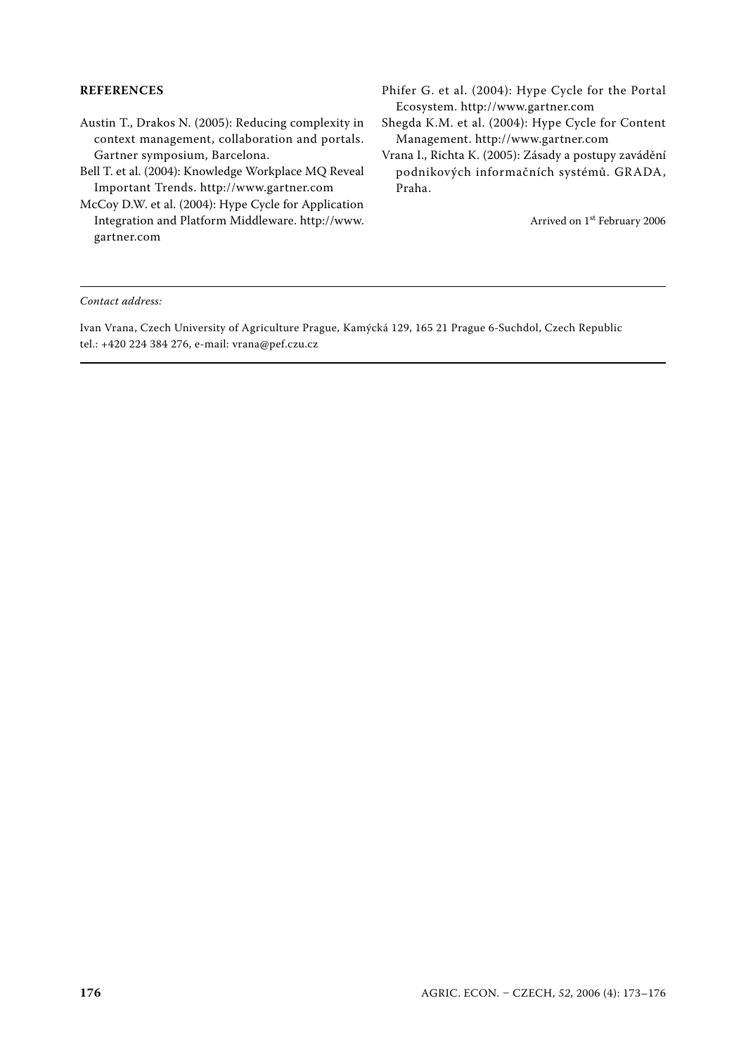**REFERENCES**

Austin T., Drakos N. (2005): Reducing complexity in context management, collaboration and portals. Gartner symposium, Barcelona.

Bell T. et al. (2004): Knowledge Workplace MQ Reveal Important Trends. http://www.gartner.com

McCoy D.W. et al. (2004): Hype Cycle for Application Integration and Platform Middleware. http://www.gartner.com

Phifer G. et al. (2004): Hype Cycle for the Portal Ecosystem. http://www.gartner.com

Shegda K.M. et al. (2004): Hype Cycle for Content Management. http://www.gartner.com

Vrana I., Richta K. (2005): Zásady a postupy zavádění podnikových informačních systémů. GRADA, Praha.

Arrived on 1st February 2006

*Contact address:*

Ivan Vrana, Czech University of Agriculture Prague, Kamýcká 129, 165 21 Prague 6-Suchdol, Czech Republic
tel.: +420 224 384 276, e-mail: vrana@pef.czu.cz